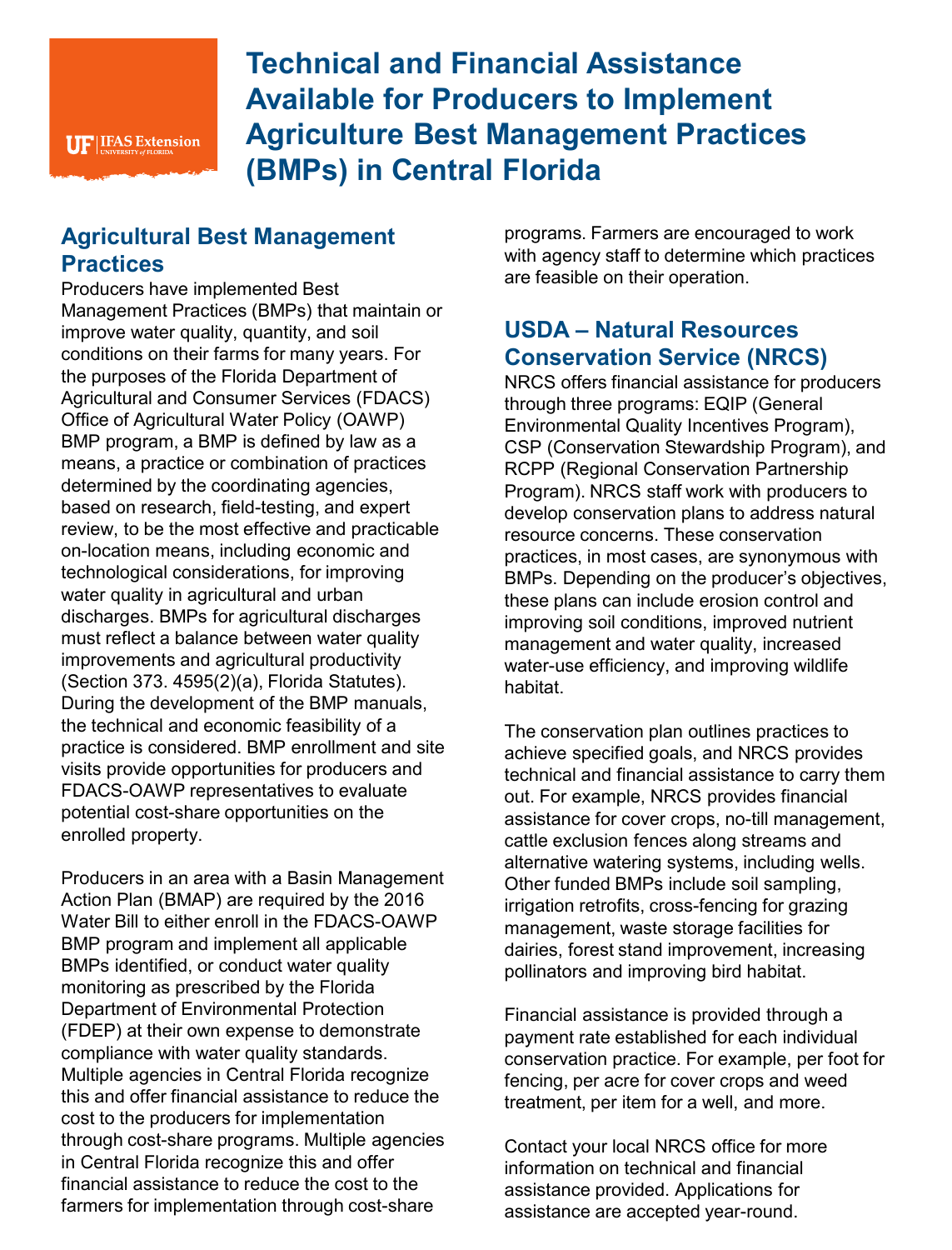# Technical and Financial Assistance Available for Producers to Implement Agriculture Best Management Practices (BMPs) in Central Florida

## Agricultural Best Management Practices

Producers have implemented Best Management Practices (BMPs) that maintain or improve water quality, quantity, and soil conditions on their farms for many years. For the purposes of the Florida Department of Agricultural and Consumer Services (FDACS) Office of Agricultural Water Policy (OAWP) BMP program, a BMP is defined by law as a means, a practice or combination of practices determined by the coordinating agencies, based on research, field-testing, and expert review, to be the most effective and practicable on-location means, including economic and technological considerations, for improving water quality in agricultural and urban discharges. BMPs for agricultural discharges must reflect a balance between water quality improvements and agricultural productivity (Section 373. 4595(2)(a), Florida Statutes). During the development of the BMP manuals, the technical and economic feasibility of a practice is considered. BMP enrollment and site visits provide opportunities for producers and FDACS-OAWP representatives to evaluate potential cost-share opportunities on the enrolled property.

Producers in an area with a Basin Management Action Plan (BMAP) are required by the 2016 Water Bill to either enroll in the FDACS-OAWP BMP program and implement all applicable BMPs identified, or conduct water quality monitoring as prescribed by the Florida Department of Environmental Protection (FDEP) at their own expense to demonstrate compliance with water quality standards. Multiple agencies in Central Florida recognize this and offer financial assistance to reduce the cost to the producers for implementation through cost-share programs. Multiple agencies in Central Florida recognize this and offer financial assistance to reduce the cost to the farmers for implementation through cost-share programs. Farmers are encouraged to work with agency staff to determine which practices are feasible on their operation.

## USDA – Natural Resources Conservation Service (NRCS)

NRCS offers financial assistance for producers through three programs: EQIP (General Environmental Quality Incentives Program), CSP (Conservation Stewardship Program), and RCPP (Regional Conservation Partnership Program). NRCS staff work with producers to develop conservation plans to address natural resource concerns. These conservation practices, in most cases, are synonymous with BMPs. Depending on the producer's objectives, these plans can include erosion control and improving soil conditions, improved nutrient management and water quality, increased water-use efficiency, and improving wildlife habitat.

The conservation plan outlines practices to achieve specified goals, and NRCS provides technical and financial assistance to carry them out. For example, NRCS provides financial assistance for cover crops, no-till management, cattle exclusion fences along streams and alternative watering systems, including wells. Other funded BMPs include soil sampling, irrigation retrofits, cross-fencing for grazing management, waste storage facilities for dairies, forest stand improvement, increasing pollinators and improving bird habitat.

Financial assistance is provided through a payment rate established for each individual conservation practice. For example, per foot for fencing, per acre for cover crops and weed treatment, per item for a well, and more.

Contact your local NRCS office for more information on technical and financial assistance provided. Applications for assistance are accepted year-round.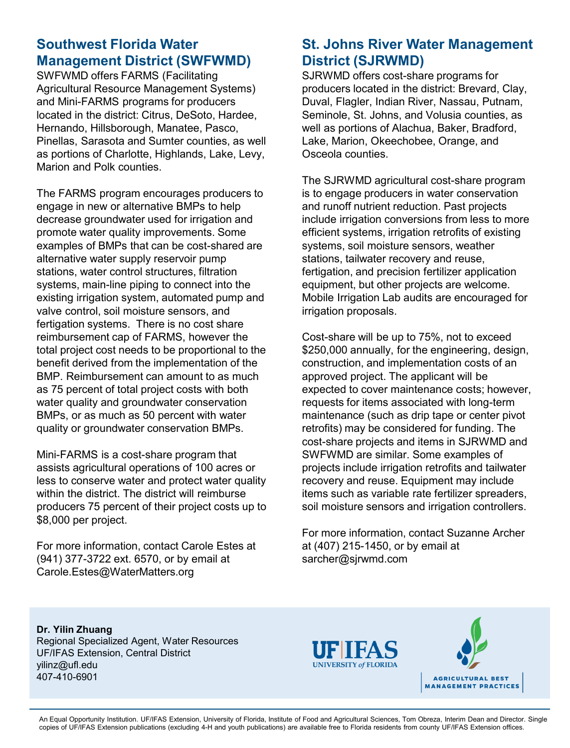## Southwest Florida Water Management District (SWFWMD)

SWFWMD offers FARMS (Facilitating Agricultural Resource Management Systems) and Mini-FARMS programs for producers located in the district: Citrus, DeSoto, Hardee, Hernando, Hillsborough, Manatee, Pasco, Pinellas, Sarasota and Sumter counties, as well as portions of Charlotte, Highlands, Lake, Levy, Marion and Polk counties.

The FARMS program encourages producers to engage in new or alternative BMPs to help decrease groundwater used for irrigation and promote water quality improvements. Some examples of BMPs that can be cost-shared are alternative water supply reservoir pump stations, water control structures, filtration systems, main-line piping to connect into the existing irrigation system, automated pump and valve control, soil moisture sensors, and fertigation systems. There is no cost share reimbursement cap of FARMS, however the total project cost needs to be proportional to the benefit derived from the implementation of the BMP. Reimbursement can amount to as much as 75 percent of total project costs with both water quality and groundwater conservation BMPs, or as much as 50 percent with water quality or groundwater conservation BMPs.

Mini-FARMS is a cost-share program that assists agricultural operations of 100 acres or less to conserve water and protect water quality within the district. The district will reimburse producers 75 percent of their project costs up to $8,000 per project.

For more information, contact Carole Estes at (941) 377-3722 ext. 6570, or by email at Carole.Estes@WaterMatters.org

## St. Johns River Water Management District (SJRWMD)

SJRWMD offers cost-share programs for producers located in the district: Brevard, Clay, Duval, Flagler, Indian River, Nassau, Putnam, Seminole, St. Johns, and Volusia counties, as well as portions of Alachua, Baker, Bradford, Lake, Marion, Okeechobee, Orange, and Osceola counties.

The SJRWMD agricultural cost-share program is to engage producers in water conservation and runoff nutrient reduction. Past projects include irrigation conversions from less to more efficient systems, irrigation retrofits of existing systems, soil moisture sensors, weather stations, tailwater recovery and reuse, fertigation, and precision fertilizer application equipment, but other projects are welcome. Mobile Irrigation Lab audits are encouraged for irrigation proposals.

Cost-share will be up to 75%, not to exceed $250,000 annually, for the engineering, design, construction, and implementation costs of an approved project. The applicant will be expected to cover maintenance costs; however, requests for items associated with long-term maintenance (such as drip tape or center pivot retrofits) may be considered for funding. The cost-share projects and items in SJRWMD and SWFWMD are similar. Some examples of projects include irrigation retrofits and tailwater recovery and reuse. Equipment may include items such as variable rate fertilizer spreaders, soil moisture sensors and irrigation controllers.

For more information, contact Suzanne Archer at (407) 215-1450, or by email at sarcher@sjrwmd.com

**Dr. Yilin Zhuang**
Regional Specialized Agent, Water Resources
UF/IFAS Extension, Central District
yilinz@ufl.edu
407-410-6901

UF|IFAS UNIVERSITY of FLORIDA

AGRICULTURAL BEST MANAGEMENT PRACTICES

An Equal Opportunity Institution. UF/IFAS Extension, University of Florida, Institute of Food and Agricultural Sciences, Tom Obreza, Interim Dean and Director. Single copies of UF/IFAS Extension publications (excluding 4-H and youth publications) are available free to Florida residents from county UF/IFAS Extension offices.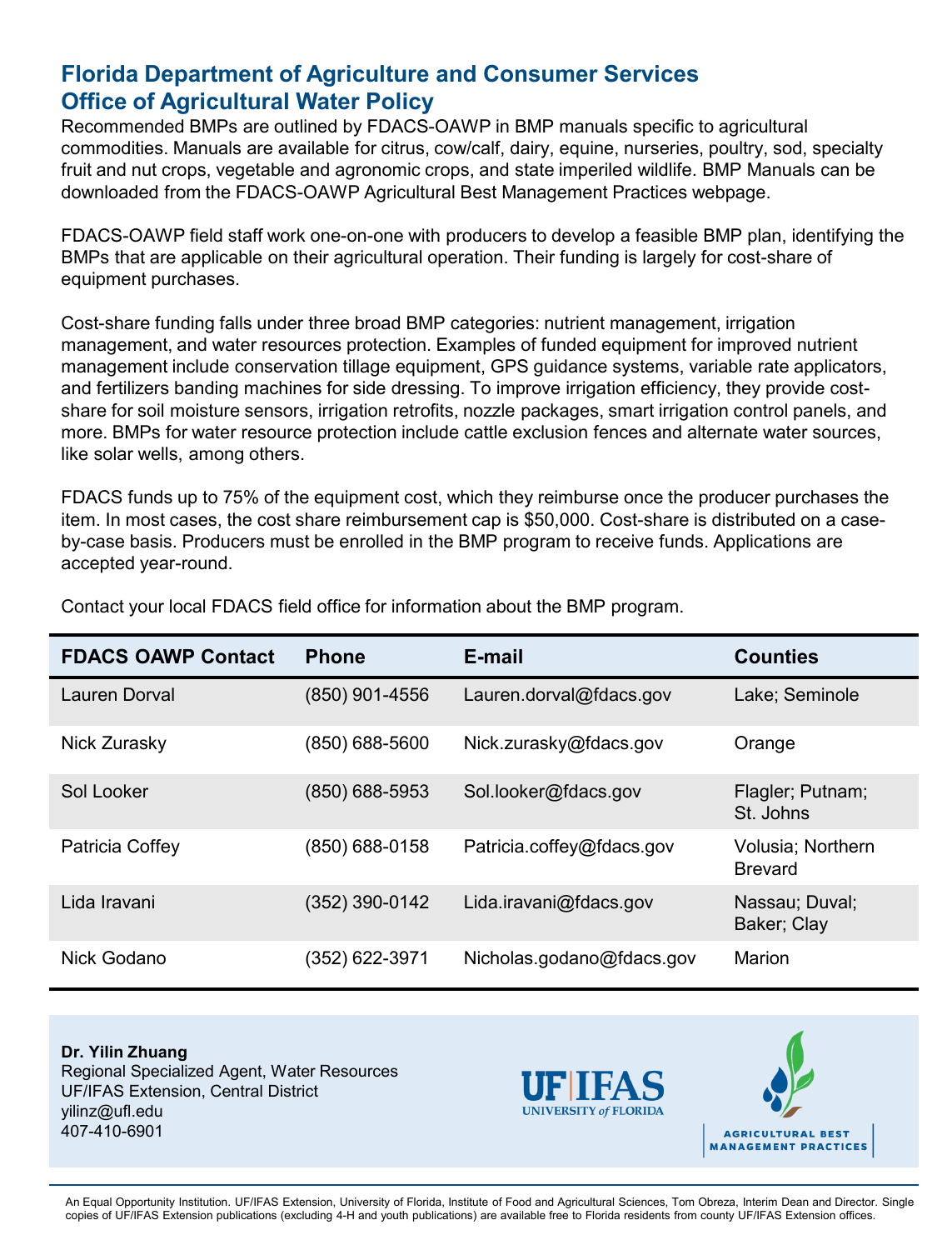## Florida Department of Agriculture and Consumer Services Office of Agricultural Water Policy

Recommended BMPs are outlined by FDACS-OAWP in BMP manuals specific to agricultural commodities. Manuals are available for citrus, cow/calf, dairy, equine, nurseries, poultry, sod, specialty fruit and nut crops, vegetable and agronomic crops, and state imperiled wildlife. BMP Manuals can be downloaded from the FDACS-OAWP Agricultural Best Management Practices webpage.

FDACS-OAWP field staff work one-on-one with producers to develop a feasible BMP plan, identifying the BMPs that are applicable on their agricultural operation. Their funding is largely for cost-share of equipment purchases.

Cost-share funding falls under three broad BMP categories: nutrient management, irrigation management, and water resources protection. Examples of funded equipment for improved nutrient management include conservation tillage equipment, GPS guidance systems, variable rate applicators, and fertilizers banding machines for side dressing. To improve irrigation efficiency, they provide cost-share for soil moisture sensors, irrigation retrofits, nozzle packages, smart irrigation control panels, and more. BMPs for water resource protection include cattle exclusion fences and alternate water sources, like solar wells, among others.

FDACS funds up to 75% of the equipment cost, which they reimburse once the producer purchases the item. In most cases, the cost share reimbursement cap is $50,000. Cost-share is distributed on a case-by-case basis. Producers must be enrolled in the BMP program to receive funds. Applications are accepted year-round.

Contact your local FDACS field office for information about the BMP program.

| FDACS OAWP Contact | Phone | E-mail | Counties |
|---|---|---|---|
| Lauren Dorval | (850) 901-4556 | Lauren.dorval@fdacs.gov | Lake; Seminole |
| Nick Zurasky | (850) 688-5600 | Nick.zurasky@fdacs.gov | Orange |
| Sol Looker | (850) 688-5953 | Sol.looker@fdacs.gov | Flagler; Putnam; St. Johns |
| Patricia Coffey | (850) 688-0158 | Patricia.coffey@fdacs.gov | Volusia; Northern Brevard |
| Lida Iravani | (352) 390-0142 | Lida.iravani@fdacs.gov | Nassau; Duval; Baker; Clay |
| Nick Godano | (352) 622-3971 | Nicholas.godano@fdacs.gov | Marion |

**Dr. Yilin Zhuang**
Regional Specialized Agent, Water Resources
UF/IFAS Extension, Central District
yilinz@ufl.edu
407-410-6901

UF|IFAS UNIVERSITY of FLORIDA

AGRICULTURAL BEST MANAGEMENT PRACTICES

An Equal Opportunity Institution. UF/IFAS Extension, University of Florida, Institute of Food and Agricultural Sciences, Tom Obreza, Interim Dean and Director. Single copies of UF/IFAS Extension publications (excluding 4-H and youth publications) are available free to Florida residents from county UF/IFAS Extension offices.